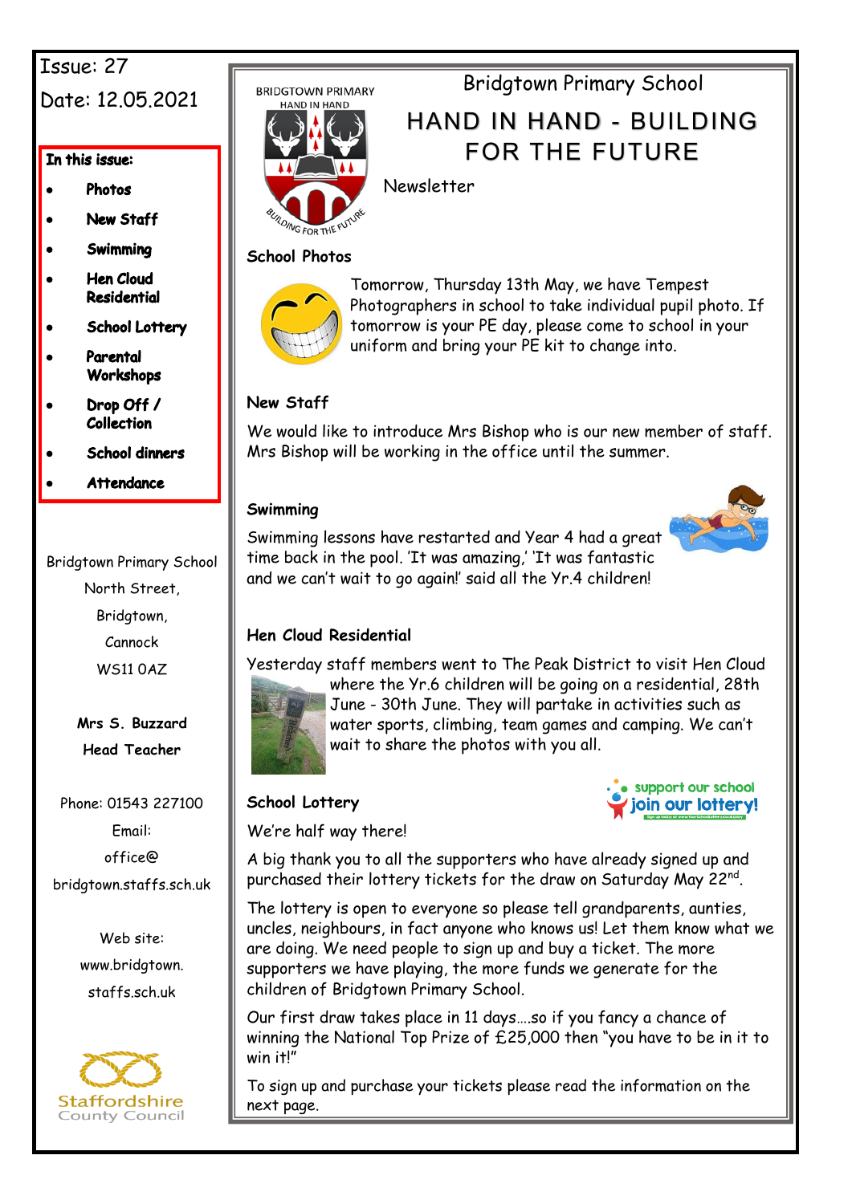Issue: 27

Date: 12.05.2021

**In this issue:**

- **Photos**
- **New Staff**
- **Swimming**
- **Hen Cloud Residential**
- **School Lottery**
- **Parental Workshops**
- **Drop Off / Collection**
- **School dinners**
- **Attendance**

Bridgtown Primary School
North Street,
Bridgtown,
Cannock
WS11 0AZ

**Mrs S. Buzzard**
**Head Teacher**

Phone: 01543 227100
Email:
office@
bridgtown.staffs.sch.uk

Web site:
www.bridgtown.
staffs.sch.uk

Staffordshire County Council

BRIDGTOWN PRIMARY
HAND IN HAND
BUILDING FOR THE FUTURE

Bridgtown Primary School

# HAND IN HAND - BUILDING FOR THE FUTURE

Newsletter

## School Photos

Tomorrow, Thursday 13th May, we have Tempest Photographers in school to take individual pupil photo. If tomorrow is your PE day, please come to school in your uniform and bring your PE kit to change into.

## New Staff

We would like to introduce Mrs Bishop who is our new member of staff. Mrs Bishop will be working in the office until the summer.

## Swimming

Swimming lessons have restarted and Year 4 had a great time back in the pool. 'It was amazing,' 'It was fantastic and we can't wait to go again!' said all the Yr.4 children!

## Hen Cloud Residential

Yesterday staff members went to The Peak District to visit Hen Cloud where the Yr.6 children will be going on a residential, 28th June - 30th June. They will partake in activities such as water sports, climbing, team games and camping. We can't wait to share the photos with you all.

## School Lottery

support our school
join our lottery!

We're half way there!

A big thank you to all the supporters who have already signed up and purchased their lottery tickets for the draw on Saturday May 22nd.

The lottery is open to everyone so please tell grandparents, aunties, uncles, neighbours, in fact anyone who knows us! Let them know what we are doing. We need people to sign up and buy a ticket. The more supporters we have playing, the more funds we generate for the children of Bridgtown Primary School.

Our first draw takes place in 11 days….so if you fancy a chance of winning the National Top Prize of £25,000 then "you have to be in it to win it!"

To sign up and purchase your tickets please read the information on the next page.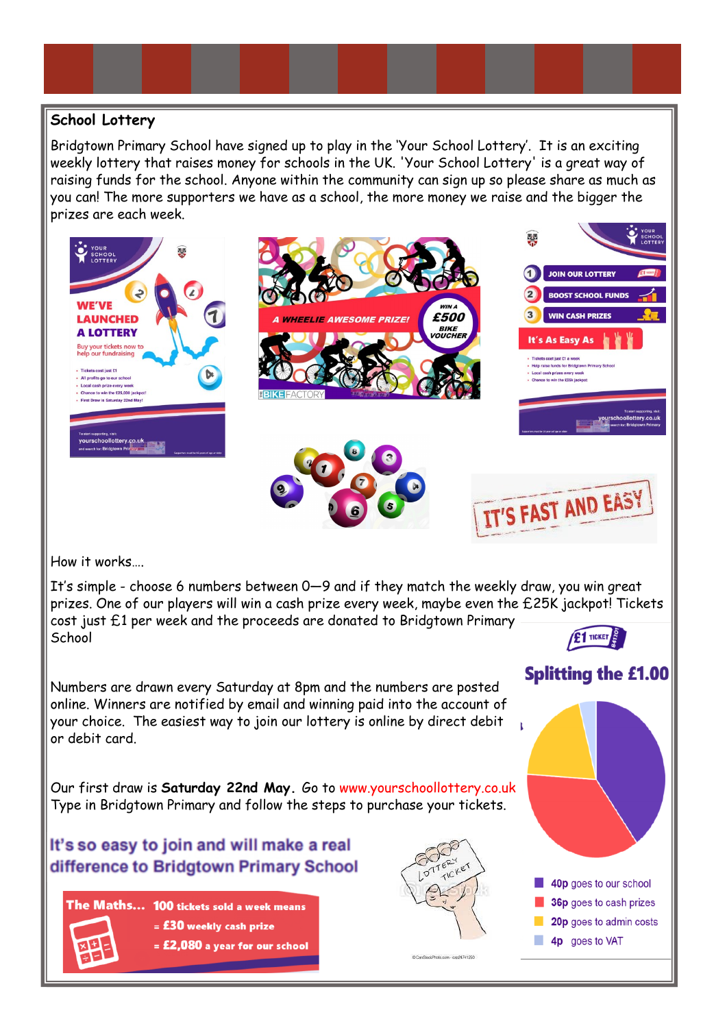## School Lottery

Bridgtown Primary School have signed up to play in the 'Your School Lottery'. It is an exciting weekly lottery that raises money for schools in the UK. 'Your School Lottery' is a great way of raising funds for the school. Anyone within the community can sign up so please share as much as you can! The more supporters we have as a school, the more money we raise and the bigger the prizes are each week.

How it works….

It's simple - choose 6 numbers between 0—9 and if they match the weekly draw, you win great prizes. One of our players will win a cash prize every week, maybe even the £25K jackpot! Tickets cost just £1 per week and the proceeds are donated to Bridgtown Primary School

Numbers are drawn every Saturday at 8pm and the numbers are posted online. Winners are notified by email and winning paid into the account of your choice. The easiest way to join our lottery is online by direct debit or debit card.

Our first draw is **Saturday 22nd May.** Go to www.yourschoollottery.co.uk Type in Bridgtown Primary and follow the steps to purchase your tickets.

**It's so easy to join and will make a real difference to Bridgtown Primary School**

**The Maths…** **100 tickets sold a week means**
= **£30 weekly cash prize**
= **£2,080 a year for our school**

**Splitting the £1.00**

- **40p** goes to our school
- **36p** goes to cash prizes
- **20p** goes to admin costs
- **4p** goes to VAT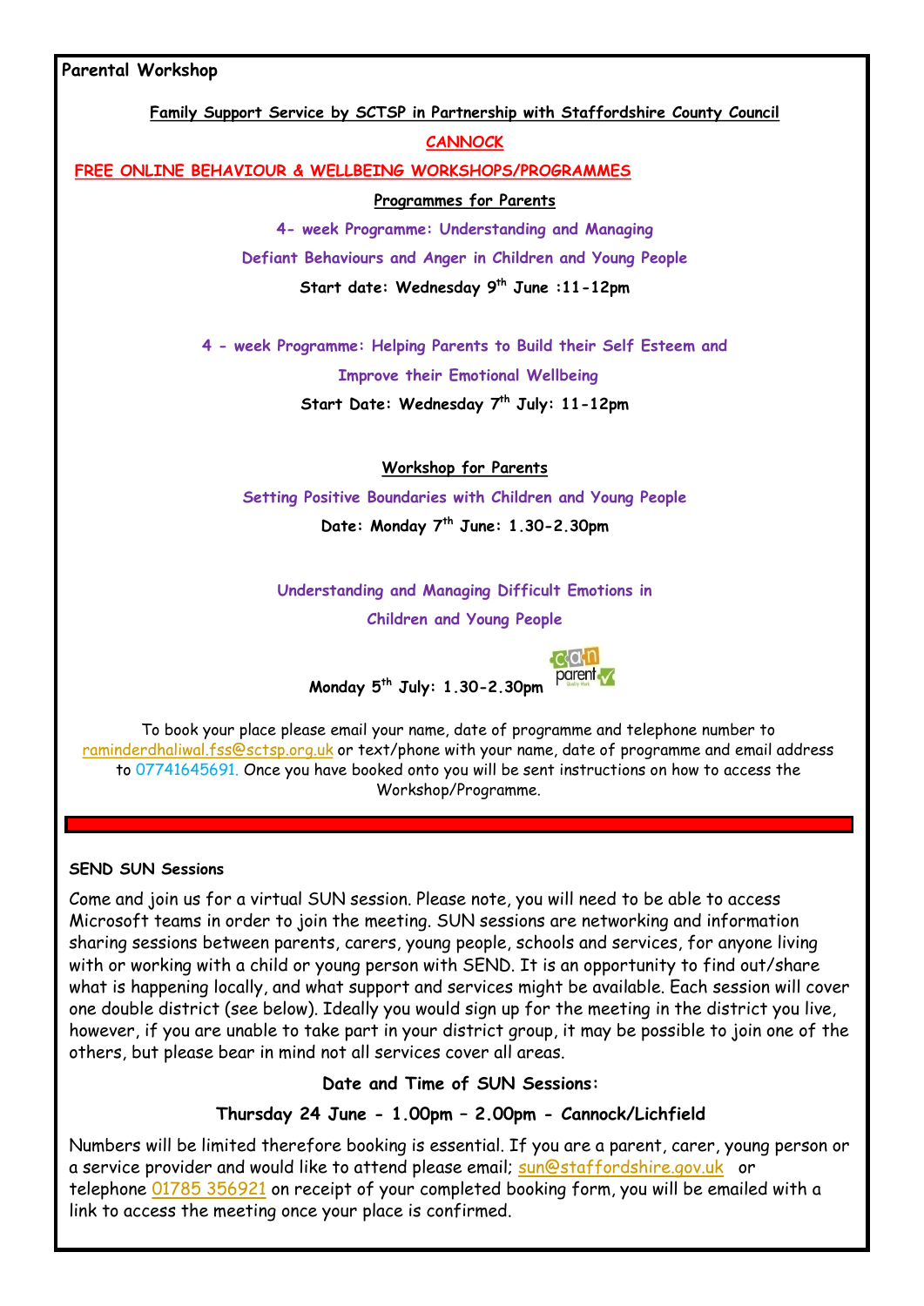## Parental Workshop

**Family Support Service by SCTSP in Partnership with Staffordshire County Council**

**CANNOCK**

**FREE ONLINE BEHAVIOUR & WELLBEING WORKSHOPS/PROGRAMMES**

**Programmes for Parents**

**4- week Programme: Understanding and Managing Defiant Behaviours and Anger in Children and Young People**

**Start date: Wednesday 9th June :11-12pm**

**4 - week Programme: Helping Parents to Build their Self Esteem and Improve their Emotional Wellbeing**

**Start Date: Wednesday 7th July: 11-12pm**

**Workshop for Parents**

**Setting Positive Boundaries with Children and Young People**

**Date: Monday 7th June: 1.30-2.30pm**

**Understanding and Managing Difficult Emotions in Children and Young People**

**Monday 5th July: 1.30-2.30pm**

To book your place please email your name, date of programme and telephone number to raminderdhaliwal.fss@sctsp.org.uk or text/phone with your name, date of programme and email address to 07741645691. Once you have booked onto you will be sent instructions on how to access the Workshop/Programme.

---

## SEND SUN Sessions

Come and join us for a virtual SUN session. Please note, you will need to be able to access Microsoft teams in order to join the meeting. SUN sessions are networking and information sharing sessions between parents, carers, young people, schools and services, for anyone living with or working with a child or young person with SEND. It is an opportunity to find out/share what is happening locally, and what support and services might be available. Each session will cover one double district (see below). Ideally you would sign up for the meeting in the district you live, however, if you are unable to take part in your district group, it may be possible to join one of the others, but please bear in mind not all services cover all areas.

**Date and Time of SUN Sessions:**

**Thursday 24 June - 1.00pm – 2.00pm - Cannock/Lichfield**

Numbers will be limited therefore booking is essential. If you are a parent, carer, young person or a service provider and would like to attend please email; sun@staffordshire.gov.uk or telephone 01785 356921 on receipt of your completed booking form, you will be emailed with a link to access the meeting once your place is confirmed.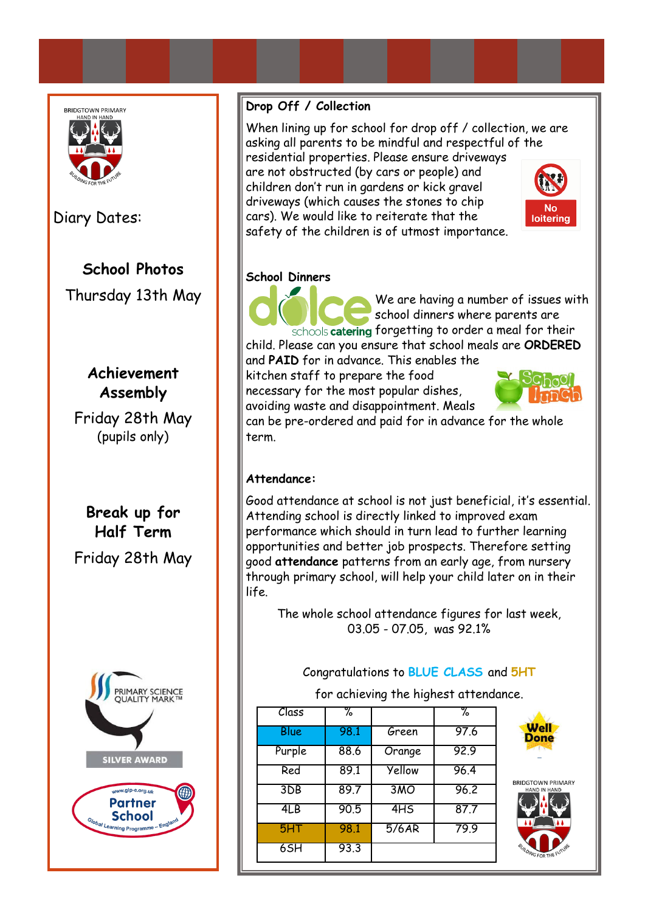BRIDGTOWN PRIMARY
HAND IN HAND
BUILDING FOR THE FUTURE

Diary Dates:

**School Photos**

Thursday 13th May

**Achievement Assembly**

Friday 28th May
(pupils only)

**Break up for Half Term**

Friday 28th May

PRIMARY SCIENCE QUALITY MARK™
SILVER AWARD

www.glp-e.org.uk
Partner School
Global Learning Programme – England

## Drop Off / Collection

When lining up for school for drop off / collection, we are asking all parents to be mindful and respectful of the residential properties. Please ensure driveways are not obstructed (by cars or people) and children don't run in gardens or kick gravel driveways (which causes the stones to chip cars). We would like to reiterate that the safety of the children is of utmost importance.

No loitering

## School Dinners

dolce schools catering

We are having a number of issues with school dinners where parents are forgetting to order a meal for their child. Please can you ensure that school meals are **ORDERED** and **PAID** for in advance. This enables the kitchen staff to prepare the food necessary for the most popular dishes, avoiding waste and disappointment. Meals can be pre-ordered and paid for in advance for the whole term.

School Lunch

## Attendance:

Good attendance at school is not just beneficial, it's essential. Attending school is directly linked to improved exam performance which in turn lead to further learning opportunities and better job prospects. Therefore setting good **attendance** patterns from an early age, from nursery through primary school, will help your child later on in their life.

The whole school attendance figures for last week, 03.05 - 07.05, was 92.1%

Congratulations to BLUE CLASS and 5HT

for achieving the highest attendance.

| Class | % | | % |
|---|---|---|---|
| Blue | 98.1 | Green | 97.6 |
| Purple | 88.6 | Orange | 92.9 |
| Red | 89.1 | Yellow | 96.4 |
| 3DB | 89.7 | 3MO | 96.2 |
| 4LB | 90.5 | 4HS | 87.7 |
| 5HT | 98.1 | 5/6AR | 79.9 |
| 6SH | 93.3 | | |

Well Done

BRIDGTOWN PRIMARY
HAND IN HAND
BUILDING FOR THE FUTURE